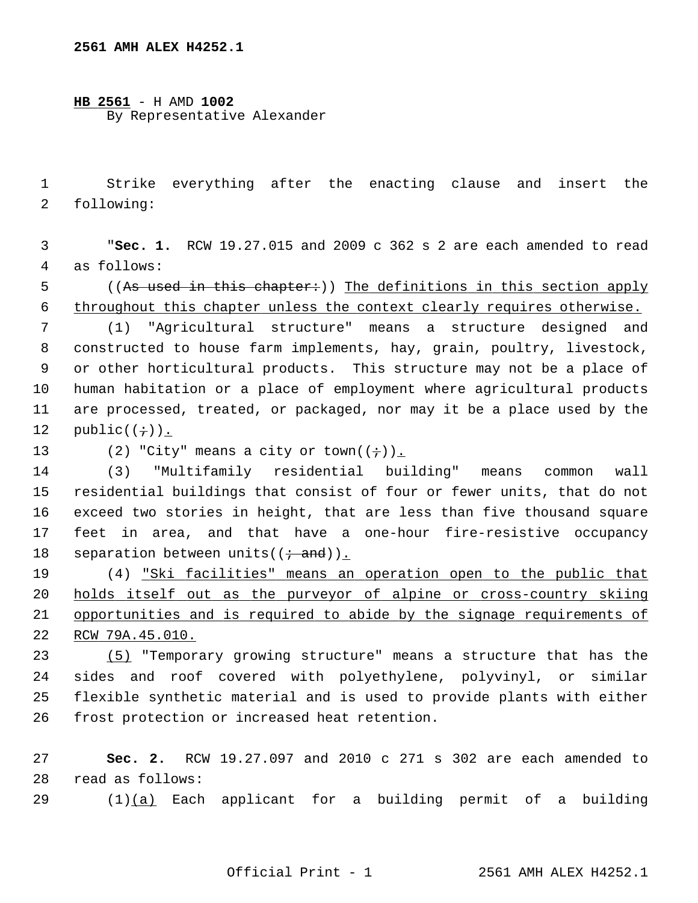**2561 AMH ALEX H4252.1**

**HB 2561** - H AMD **1002**
By Representative Alexander

Strike everything after the enacting clause and insert the following:

"**Sec. 1.** RCW 19.27.015 and 2009 c 362 s 2 are each amended to read as follows:

((~~As used in this chapter:~~)) <u>The definitions in this section apply throughout this chapter unless the context clearly requires otherwise.</u>

(1) "Agricultural structure" means a structure designed and constructed to house farm implements, hay, grain, poultry, livestock, or other horticultural products. This structure may not be a place of human habitation or a place of employment where agricultural products are processed, treated, or packaged, nor may it be a place used by the public((~~;~~))<u>.</u>

(2) "City" means a city or town((~~;~~))<u>.</u>

(3) "Multifamily residential building" means common wall residential buildings that consist of four or fewer units, that do not exceed two stories in height, that are less than five thousand square feet in area, and that have a one-hour fire-resistive occupancy separation between units((~~; and~~))<u>.</u>

(4) <u>"Ski facilities" means an operation open to the public that holds itself out as the purveyor of alpine or cross-country skiing opportunities and is required to abide by the signage requirements of RCW 79A.45.010.</u>

<u>(5)</u> "Temporary growing structure" means a structure that has the sides and roof covered with polyethylene, polyvinyl, or similar flexible synthetic material and is used to provide plants with either frost protection or increased heat retention.

**Sec. 2.** RCW 19.27.097 and 2010 c 271 s 302 are each amended to read as follows:

(1)<u>(a)</u> Each applicant for a building permit of a building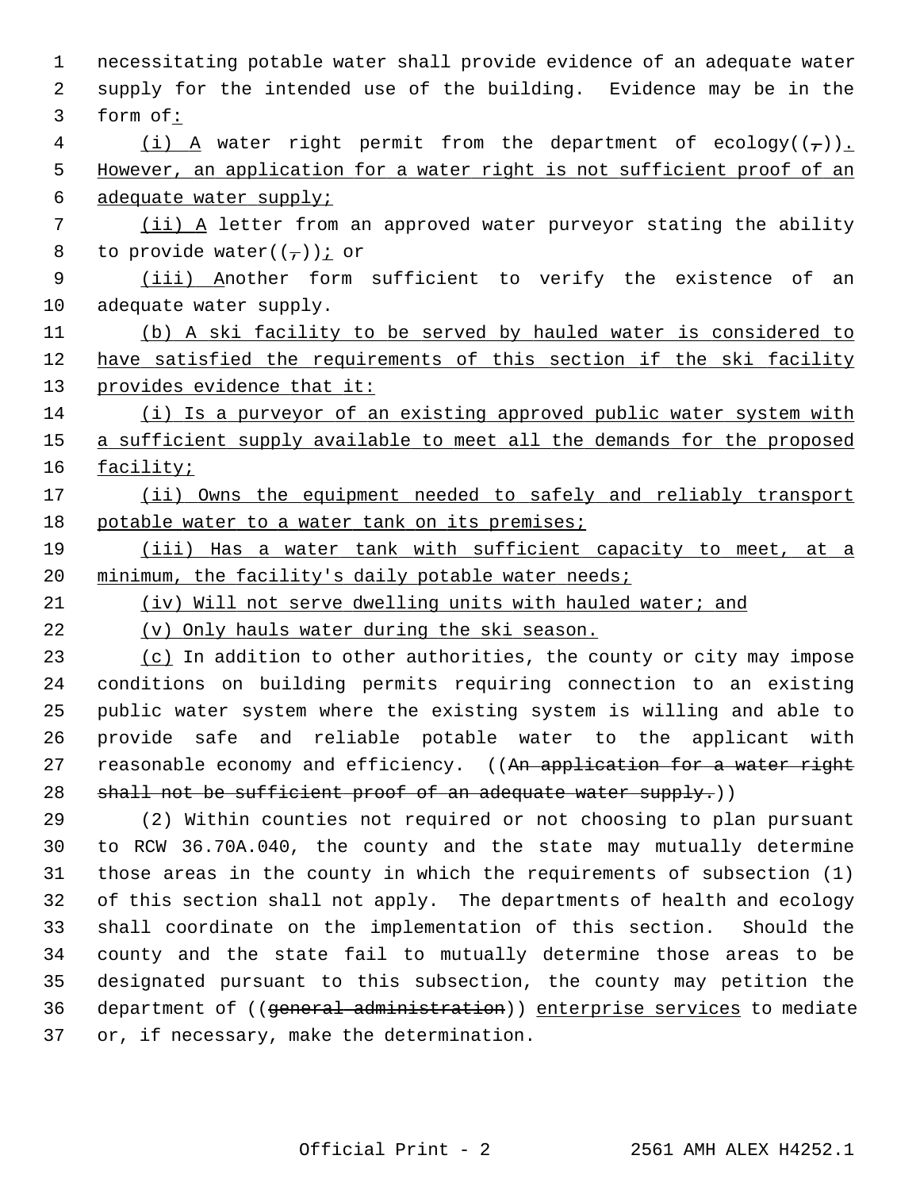necessitating potable water shall provide evidence of an adequate water supply for the intended use of the building. Evidence may be in the form of:

(i) A water right permit from the department of ecology((,)). However, an application for a water right is not sufficient proof of an adequate water supply;

(ii) A letter from an approved water purveyor stating the ability to provide water((,)); or

(iii) Another form sufficient to verify the existence of an adequate water supply.

(b) A ski facility to be served by hauled water is considered to have satisfied the requirements of this section if the ski facility provides evidence that it:

(i) Is a purveyor of an existing approved public water system with a sufficient supply available to meet all the demands for the proposed facility;

(ii) Owns the equipment needed to safely and reliably transport potable water to a water tank on its premises;

(iii) Has a water tank with sufficient capacity to meet, at a minimum, the facility's daily potable water needs;

(iv) Will not serve dwelling units with hauled water; and

(v) Only hauls water during the ski season.

(c) In addition to other authorities, the county or city may impose conditions on building permits requiring connection to an existing public water system where the existing system is willing and able to provide safe and reliable potable water to the applicant with reasonable economy and efficiency. ((~~An application for a water right shall not be sufficient proof of an adequate water supply.~~))

(2) Within counties not required or not choosing to plan pursuant to RCW 36.70A.040, the county and the state may mutually determine those areas in the county in which the requirements of subsection (1) of this section shall not apply. The departments of health and ecology shall coordinate on the implementation of this section. Should the county and the state fail to mutually determine those areas to be designated pursuant to this subsection, the county may petition the department of ((~~general administration~~)) enterprise services to mediate or, if necessary, make the determination.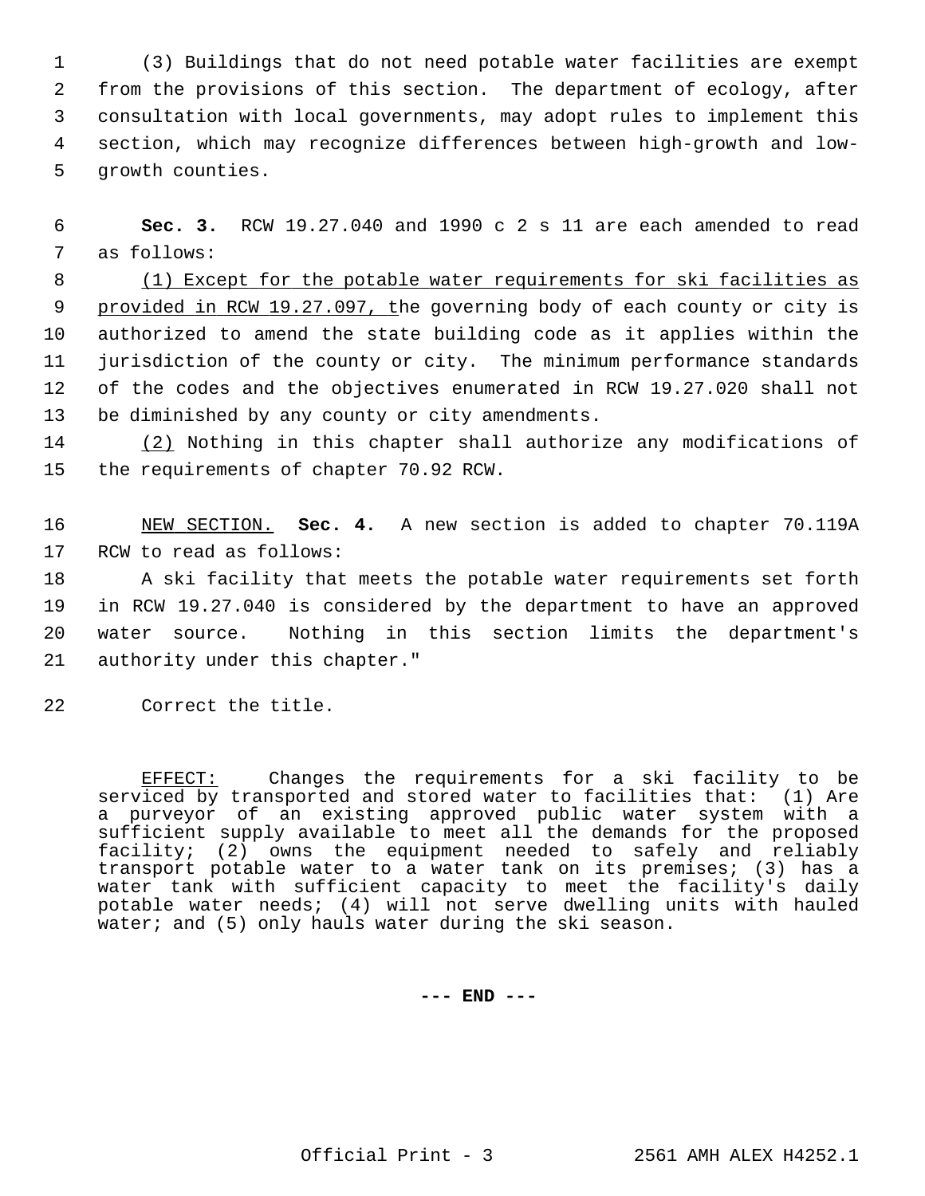(3) Buildings that do not need potable water facilities are exempt from the provisions of this section. The department of ecology, after consultation with local governments, may adopt rules to implement this section, which may recognize differences between high-growth and low-growth counties.

**Sec. 3.** RCW 19.27.040 and 1990 c 2 s 11 are each amended to read as follows:

(1) Except for the potable water requirements for ski facilities as provided in RCW 19.27.097, the governing body of each county or city is authorized to amend the state building code as it applies within the jurisdiction of the county or city. The minimum performance standards of the codes and the objectives enumerated in RCW 19.27.020 shall not be diminished by any county or city amendments.

(2) Nothing in this chapter shall authorize any modifications of the requirements of chapter 70.92 RCW.

NEW SECTION. **Sec. 4.** A new section is added to chapter 70.119A RCW to read as follows:

A ski facility that meets the potable water requirements set forth in RCW 19.27.040 is considered by the department to have an approved water source. Nothing in this section limits the department's authority under this chapter."

Correct the title.

EFFECT: Changes the requirements for a ski facility to be serviced by transported and stored water to facilities that: (1) Are a purveyor of an existing approved public water system with a sufficient supply available to meet all the demands for the proposed facility; (2) owns the equipment needed to safely and reliably transport potable water to a water tank on its premises; (3) has a water tank with sufficient capacity to meet the facility's daily potable water needs; (4) will not serve dwelling units with hauled water; and (5) only hauls water during the ski season.

**--- END ---**